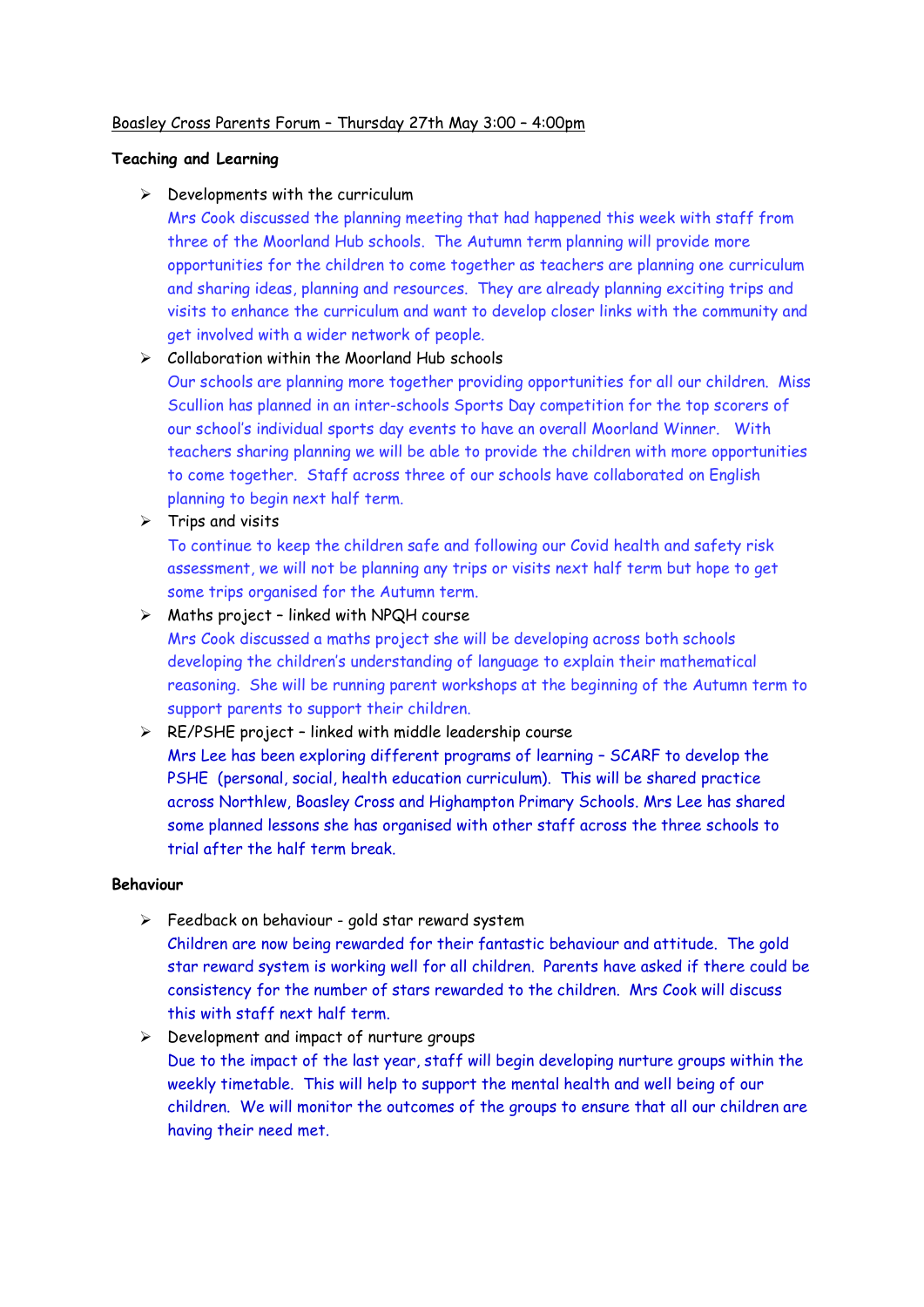Boasley Cross Parents Forum – Thursday 27th May 3:00 – 4:00pm

**Teaching and Learning**

- Developments with the curriculum
  Mrs Cook discussed the planning meeting that had happened this week with staff from three of the Moorland Hub schools. The Autumn term planning will provide more opportunities for the children to come together as teachers are planning one curriculum and sharing ideas, planning and resources. They are already planning exciting trips and visits to enhance the curriculum and want to develop closer links with the community and get involved with a wider network of people.
- Collaboration within the Moorland Hub schools
  Our schools are planning more together providing opportunities for all our children. Miss Scullion has planned in an inter-schools Sports Day competition for the top scorers of our school's individual sports day events to have an overall Moorland Winner. With teachers sharing planning we will be able to provide the children with more opportunities to come together. Staff across three of our schools have collaborated on English planning to begin next half term.
- Trips and visits
  To continue to keep the children safe and following our Covid health and safety risk assessment, we will not be planning any trips or visits next half term but hope to get some trips organised for the Autumn term.
- Maths project – linked with NPQH course
  Mrs Cook discussed a maths project she will be developing across both schools developing the children's understanding of language to explain their mathematical reasoning. She will be running parent workshops at the beginning of the Autumn term to support parents to support their children.
- RE/PSHE project – linked with middle leadership course
  Mrs Lee has been exploring different programs of learning – SCARF to develop the PSHE (personal, social, health education curriculum). This will be shared practice across Northlew, Boasley Cross and Highampton Primary Schools. Mrs Lee has shared some planned lessons she has organised with other staff across the three schools to trial after the half term break.

**Behaviour**

- Feedback on behaviour - gold star reward system
  Children are now being rewarded for their fantastic behaviour and attitude. The gold star reward system is working well for all children. Parents have asked if there could be consistency for the number of stars rewarded to the children. Mrs Cook will discuss this with staff next half term.
- Development and impact of nurture groups
  Due to the impact of the last year, staff will begin developing nurture groups within the weekly timetable. This will help to support the mental health and well being of our children. We will monitor the outcomes of the groups to ensure that all our children are having their need met.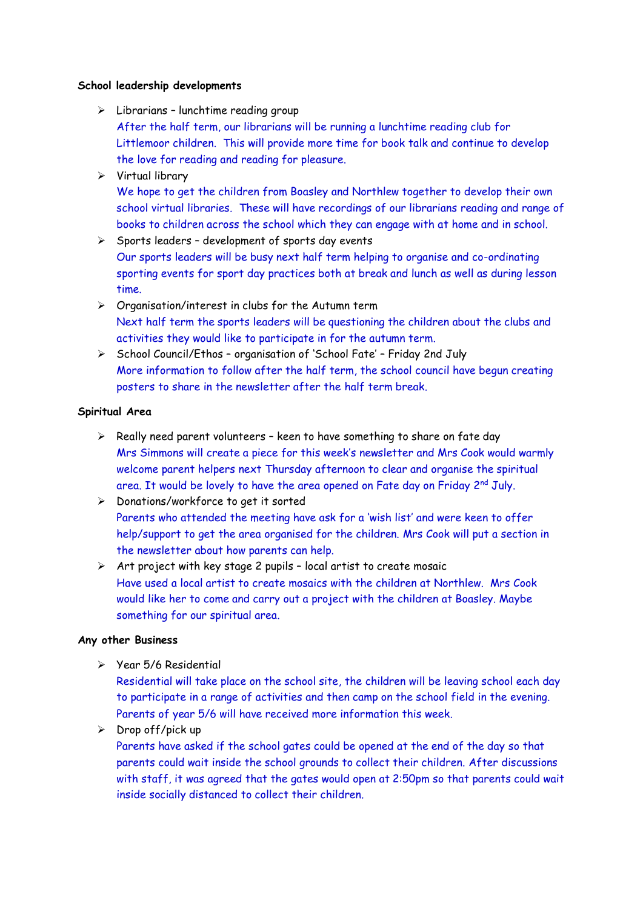**School leadership developments**

- Librarians – lunchtime reading group
  After the half term, our librarians will be running a lunchtime reading club for Littlemoor children. This will provide more time for book talk and continue to develop the love for reading and reading for pleasure.
- Virtual library
  We hope to get the children from Boasley and Northlew together to develop their own school virtual libraries. These will have recordings of our librarians reading and range of books to children across the school which they can engage with at home and in school.
- Sports leaders – development of sports day events
  Our sports leaders will be busy next half term helping to organise and co-ordinating sporting events for sport day practices both at break and lunch as well as during lesson time.
- Organisation/interest in clubs for the Autumn term
  Next half term the sports leaders will be questioning the children about the clubs and activities they would like to participate in for the autumn term.
- School Council/Ethos – organisation of 'School Fate' – Friday 2nd July
  More information to follow after the half term, the school council have begun creating posters to share in the newsletter after the half term break.

**Spiritual Area**

- Really need parent volunteers – keen to have something to share on fate day
  Mrs Simmons will create a piece for this week's newsletter and Mrs Cook would warmly welcome parent helpers next Thursday afternoon to clear and organise the spiritual area. It would be lovely to have the area opened on Fate day on Friday 2nd July.
- Donations/workforce to get it sorted
  Parents who attended the meeting have ask for a 'wish list' and were keen to offer help/support to get the area organised for the children. Mrs Cook will put a section in the newsletter about how parents can help.
- Art project with key stage 2 pupils – local artist to create mosaic
  Have used a local artist to create mosaics with the children at Northlew. Mrs Cook would like her to come and carry out a project with the children at Boasley. Maybe something for our spiritual area.

**Any other Business**

- Year 5/6 Residential
  Residential will take place on the school site, the children will be leaving school each day to participate in a range of activities and then camp on the school field in the evening. Parents of year 5/6 will have received more information this week.
- Drop off/pick up
  Parents have asked if the school gates could be opened at the end of the day so that parents could wait inside the school grounds to collect their children. After discussions with staff, it was agreed that the gates would open at 2:50pm so that parents could wait inside socially distanced to collect their children.